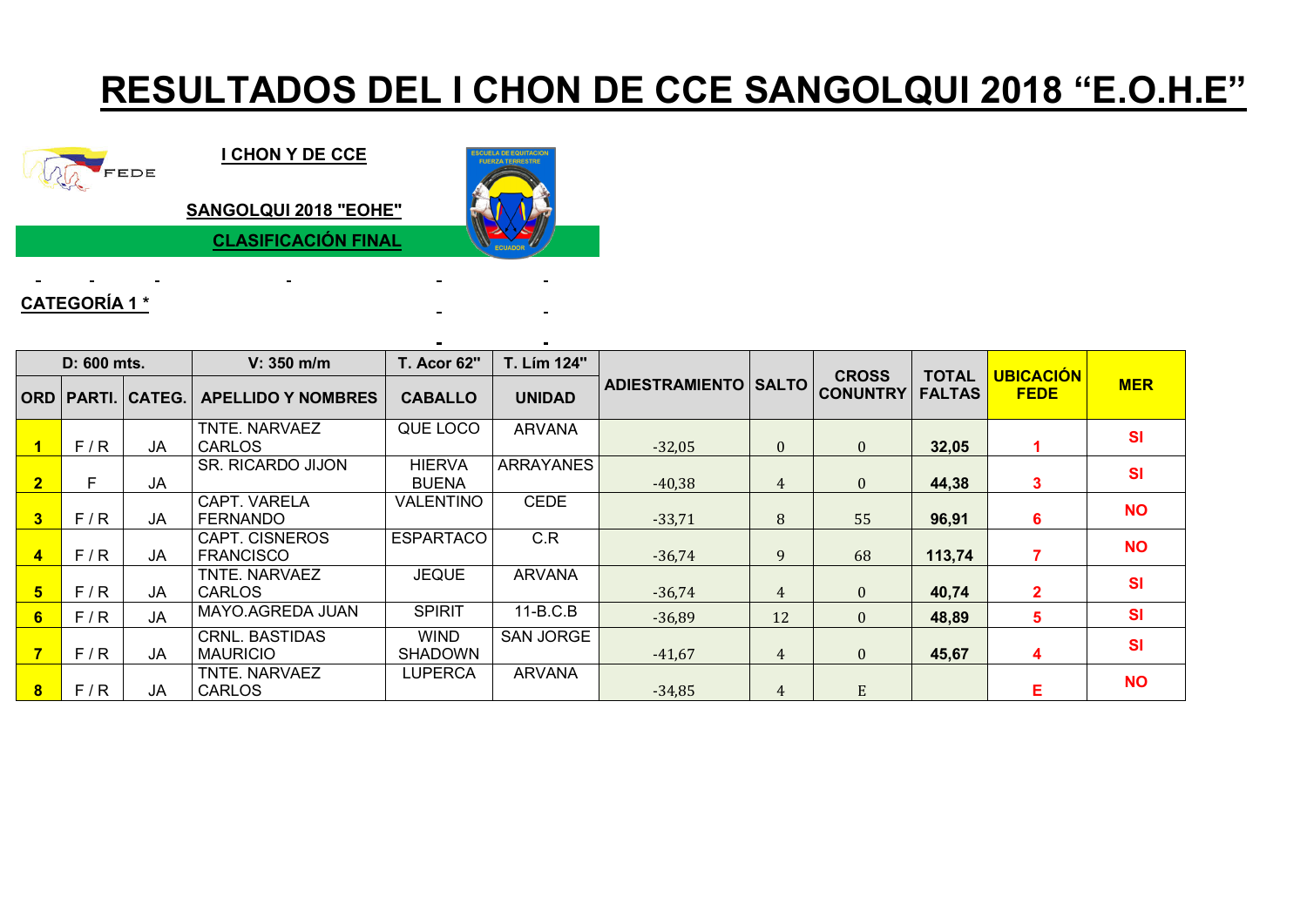# RESULTADOS DEL I CHON DE CCE SANGOLQUI 2018 "E.O.H.E"

FEDE

**I CHON Y DE CCE**

**SANGOLQUI 2018 "EOHE"**

**CLASIFICACIÓN FINAL**

ESCUELA DE EQUITACION FUERZA TERRESTRE ECUADOR

**CATEGORÍA 1 ***

| D: 600 mts. | | | V: 350 m/m | T. Acor 62" | T. Lím 124" | | | | | | |
|---|---|---|---|---|---|---|---|---|---|---|---|
| **ORD** | **PARTI.** | **CATEG.** | **APELLIDO Y NOMBRES** | **CABALLO** | **UNIDAD** | **ADIESTRAMIENTO** | **SALTO** | **CROSS CONUNTRY** | **TOTAL FALTAS** | **UBICACIÓN FEDE** | **MER** |
| 1 | F / R | JA | TNTE. NARVAEZ CARLOS | QUE LOCO | ARVANA | -32,05 | 0 | 0 | 32,05 | 1 | SI |
| 2 | F | JA | SR. RICARDO JIJON | HIERVA BUENA | ARRAYANES | -40,38 | 4 | 0 | 44,38 | 3 | SI |
| 3 | F / R | JA | CAPT. VARELA FERNANDO | VALENTINO | CEDE | -33,71 | 8 | 55 | 96,91 | 6 | NO |
| 4 | F / R | JA | CAPT. CISNEROS FRANCISCO | ESPARTACO | C.R | -36,74 | 9 | 68 | 113,74 | 7 | NO |
| 5 | F / R | JA | TNTE. NARVAEZ CARLOS | JEQUE | ARVANA | -36,74 | 4 | 0 | 40,74 | 2 | SI |
| 6 | F / R | JA | MAYO.AGREDA JUAN | SPIRIT | 11-B.C.B | -36,89 | 12 | 0 | 48,89 | 5 | SI |
| 7 | F / R | JA | CRNL. BASTIDAS MAURICIO | WIND SHADOWN | SAN JORGE | -41,67 | 4 | 0 | 45,67 | 4 | SI |
| 8 | F / R | JA | TNTE. NARVAEZ CARLOS | LUPERCA | ARVANA | -34,85 | 4 | E | | E | NO |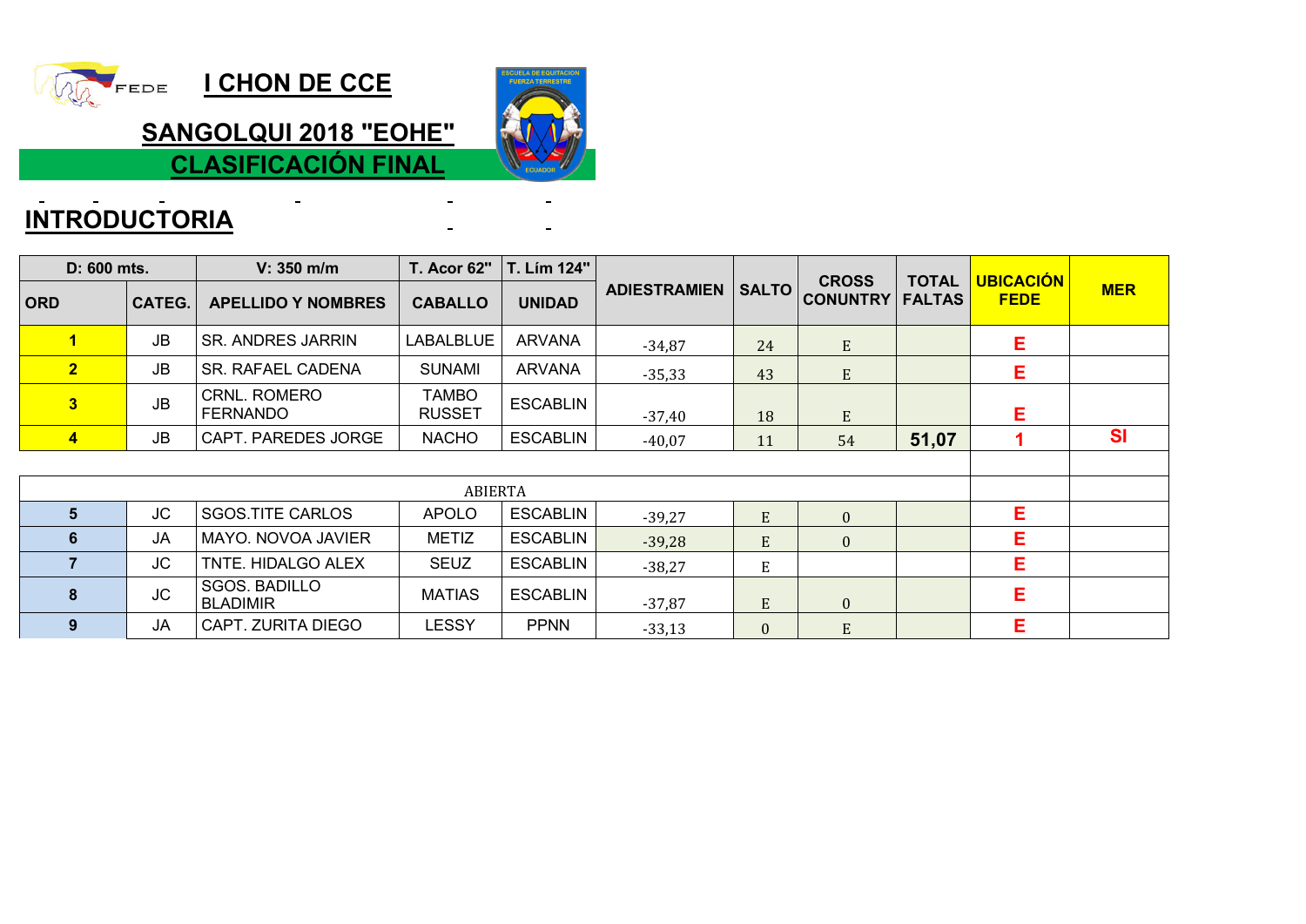# I CHON DE CCE

## SANGOLQUI 2018 "EOHE"

## CLASIFICACIÓN FINAL

## INTRODUCTORIA

| D: 600 mts. | | V: 350 m/m | T. Acor 62" | T. Lím 124" | ADIESTRAMIEN | SALTO | CROSS CONUNTRY | TOTAL FALTAS | UBICACIÓN FEDE | MER |
|---|---|---|---|---|---|---|---|---|---|---|
| ORD | CATEG. | APELLIDO Y NOMBRES | CABALLO | UNIDAD | | | | | | |
| 1 | JB | SR. ANDRES JARRIN | LABALBLUE | ARVANA | -34,87 | 24 | E | | E | |
| 2 | JB | SR. RAFAEL CADENA | SUNAMI | ARVANA | -35,33 | 43 | E | | E | |
| 3 | JB | CRNL. ROMERO FERNANDO | TAMBO RUSSET | ESCABLIN | -37,40 | 18 | E | | E | |
| 4 | JB | CAPT. PAREDES JORGE | NACHO | ESCABLIN | -40,07 | 11 | 54 | **51,07** | 1 | SI |
| | | | | | | | | | | |
| ABIERTA | | | | | | | | | | |
| 5 | JC | SGOS.TITE CARLOS | APOLO | ESCABLIN | -39,27 | E | 0 | | E | |
| 6 | JA | MAYO. NOVOA JAVIER | METIZ | ESCABLIN | -39,28 | E | 0 | | E | |
| 7 | JC | TNTE. HIDALGO ALEX | SEUZ | ESCABLIN | -38,27 | E | | | E | |
| 8 | JC | SGOS. BADILLO BLADIMIR | MATIAS | ESCABLIN | -37,87 | E | 0 | | E | |
| 9 | JA | CAPT. ZURITA DIEGO | LESSY | PPNN | -33,13 | 0 | E | | E | |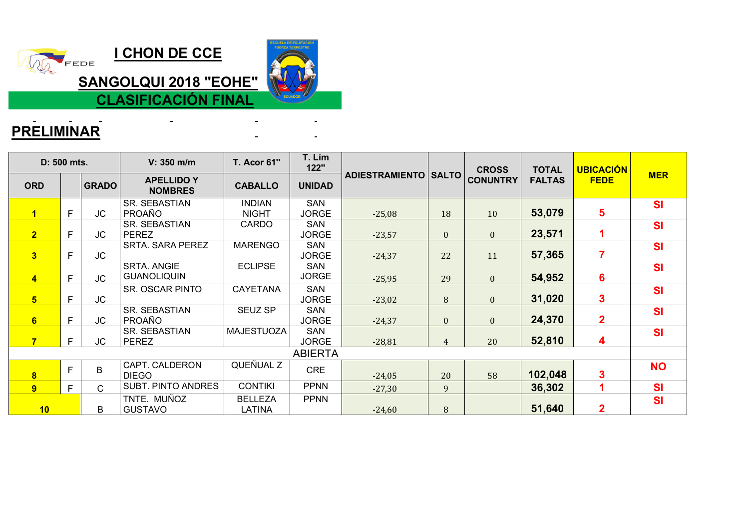# I CHON DE CCE

## SANGOLQUI 2018 "EOHE"

## CLASIFICACIÓN FINAL

**PRELIMINAR**

| D: 500 mts. | | | V: 350 m/m | T. Acor 61" | T. Lím 122" | ADIESTRAMIENTO | SALTO | CROSS CONUNTRY | TOTAL FALTAS | UBICACIÓN FEDE | MER |
|---|---|---|---|---|---|---|---|---|---|---|---|
| ORD | | GRADO | APELLIDO Y NOMBRES | CABALLO | UNIDAD | | | | | | |
| 1 | F | JC | SR. SEBASTIAN PROAÑO | INDIAN NIGHT | SAN JORGE | -25,08 | 18 | 10 | 53,079 | 5 | SI |
| 2 | F | JC | SR. SEBASTIAN PEREZ | CARDO | SAN JORGE | -23,57 | 0 | 0 | 23,571 | 1 | SI |
| 3 | F | JC | SRTA. SARA PEREZ | MARENGO | SAN JORGE | -24,37 | 22 | 11 | 57,365 | 7 | SI |
| 4 | F | JC | SRTA. ANGIE GUANOLIQUIN | ECLIPSE | SAN JORGE | -25,95 | 29 | 0 | 54,952 | 6 | SI |
| 5 | F | JC | SR. OSCAR PINTO | CAYETANA | SAN JORGE | -23,02 | 8 | 0 | 31,020 | 3 | SI |
| 6 | F | JC | SR. SEBASTIAN PROAÑO | SEUZ SP | SAN JORGE | -24,37 | 0 | 0 | 24,370 | 2 | SI |
| 7 | F | JC | SR. SEBASTIAN PEREZ | MAJESTUOZA | SAN JORGE | -28,81 | 4 | 20 | 52,810 | 4 | SI |
| ABIERTA | | | | | | | | | | | |
| 8 | F | B | CAPT. CALDERON DIEGO | QUEÑUAL Z | CRE | -24,05 | 20 | 58 | 102,048 | 3 | NO |
| 9 | F | C | SUBT. PINTO ANDRES | CONTIKI | PPNN | -27,30 | 9 | | 36,302 | 1 | SI |
| 10 | | B | TNTE. MUÑOZ GUSTAVO | BELLEZA LATINA | PPNN | -24,60 | 8 | | 51,640 | 2 | SI |